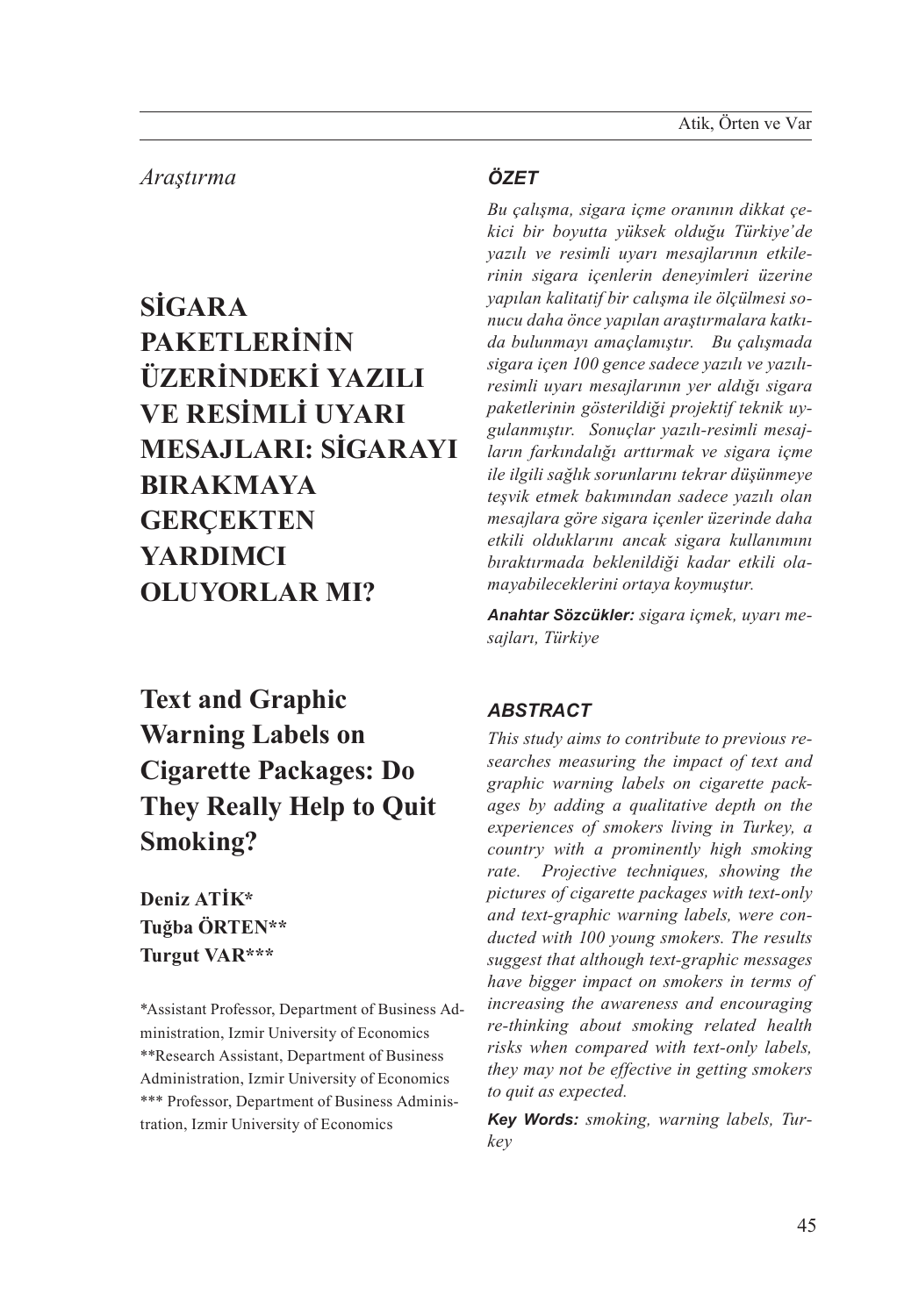*Araştırma*

# SİGARA PAKETLERİNİN ÜZERİNDEKİ YAZILI VE RESİMLİ UYARI MESAJLARI: SİGARAYI BIRAKMAYA GERÇEKTEN YARDIMCI OLUYORLAR MI?

# Text and Graphic Warning Labels on Cigarette Packages: Do They Really Help to Quit Smoking?

**Deniz ATİK***
**Tuğba ÖRTEN****
**Turgut VAR*****

*Assistant Professor, Department of Business Administration, Izmir University of Economics
**Research Assistant, Department of Business Administration, Izmir University of Economics
*** Professor, Department of Business Administration, Izmir University of Economics

### ÖZET

*Bu çalışma, sigara içme oranının dikkat çekici bir boyutta yüksek olduğu Türkiye'de yazılı ve resimli uyarı mesajlarının etkilerinin sigara içenlerin deneyimleri üzerine yapılan kalitatif bir calışma ile ölçülmesi sonucu daha önce yapılan araştırmalara katkıda bulunmayı amaçlamıştır. Bu çalışmada sigara içen 100 gence sadece yazılı ve yazılı-resimli uyarı mesajlarının yer aldığı sigara paketlerinin gösterildiği projektif teknik uygulanmıştır. Sonuçlar yazılı-resimli mesajların farkındalığı arttırmak ve sigara içme ile ilgili sağlık sorunlarını tekrar düşünmeye teşvik etmek bakımından sadece yazılı olan mesajlara göre sigara içenler üzerinde daha etkili olduklarını ancak sigara kullanımını bıraktırmada beklenildiği kadar etkili olamayabileceklerini ortaya koymuştur.*

***Anahtar Sözcükler:*** *sigara içmek, uyarı mesajları, Türkiye*

### ABSTRACT

*This study aims to contribute to previous researches measuring the impact of text and graphic warning labels on cigarette packages by adding a qualitative depth on the experiences of smokers living in Turkey, a country with a prominently high smoking rate. Projective techniques, showing the pictures of cigarette packages with text-only and text-graphic warning labels, were conducted with 100 young smokers. The results suggest that although text-graphic messages have bigger impact on smokers in terms of increasing the awareness and encouraging re-thinking about smoking related health risks when compared with text-only labels, they may not be effective in getting smokers to quit as expected.*

***Key Words:*** *smoking, warning labels, Turkey*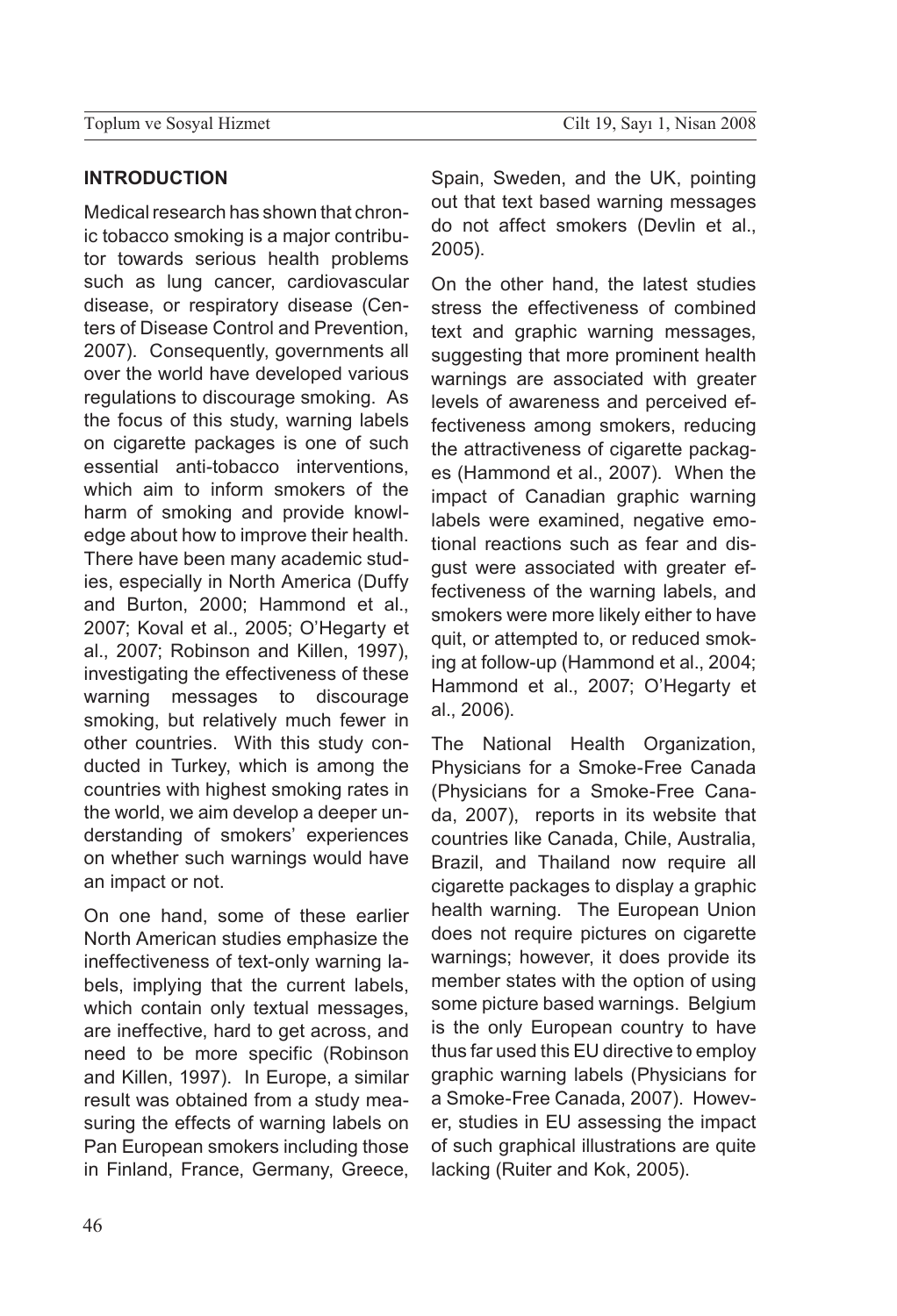## INTRODUCTION

Medical research has shown that chronic tobacco smoking is a major contributor towards serious health problems such as lung cancer, cardiovascular disease, or respiratory disease (Centers of Disease Control and Prevention, 2007). Consequently, governments all over the world have developed various regulations to discourage smoking. As the focus of this study, warning labels on cigarette packages is one of such essential anti-tobacco interventions, which aim to inform smokers of the harm of smoking and provide knowledge about how to improve their health. There have been many academic studies, especially in North America (Duffy and Burton, 2000; Hammond et al., 2007; Koval et al., 2005; O'Hegarty et al., 2007; Robinson and Killen, 1997), investigating the effectiveness of these warning messages to discourage smoking, but relatively much fewer in other countries. With this study conducted in Turkey, which is among the countries with highest smoking rates in the world, we aim develop a deeper understanding of smokers' experiences on whether such warnings would have an impact or not.

On one hand, some of these earlier North American studies emphasize the ineffectiveness of text-only warning labels, implying that the current labels, which contain only textual messages, are ineffective, hard to get across, and need to be more specific (Robinson and Killen, 1997). In Europe, a similar result was obtained from a study measuring the effects of warning labels on Pan European smokers including those in Finland, France, Germany, Greece, Spain, Sweden, and the UK, pointing out that text based warning messages do not affect smokers (Devlin et al., 2005).

On the other hand, the latest studies stress the effectiveness of combined text and graphic warning messages, suggesting that more prominent health warnings are associated with greater levels of awareness and perceived effectiveness among smokers, reducing the attractiveness of cigarette packages (Hammond et al., 2007). When the impact of Canadian graphic warning labels were examined, negative emotional reactions such as fear and disgust were associated with greater effectiveness of the warning labels, and smokers were more likely either to have quit, or attempted to, or reduced smoking at follow-up (Hammond et al., 2004; Hammond et al., 2007; O'Hegarty et al., 2006).

The National Health Organization, Physicians for a Smoke-Free Canada (Physicians for a Smoke-Free Canada, 2007), reports in its website that countries like Canada, Chile, Australia, Brazil, and Thailand now require all cigarette packages to display a graphic health warning. The European Union does not require pictures on cigarette warnings; however, it does provide its member states with the option of using some picture based warnings. Belgium is the only European country to have thus far used this EU directive to employ graphic warning labels (Physicians for a Smoke-Free Canada, 2007). However, studies in EU assessing the impact of such graphical illustrations are quite lacking (Ruiter and Kok, 2005).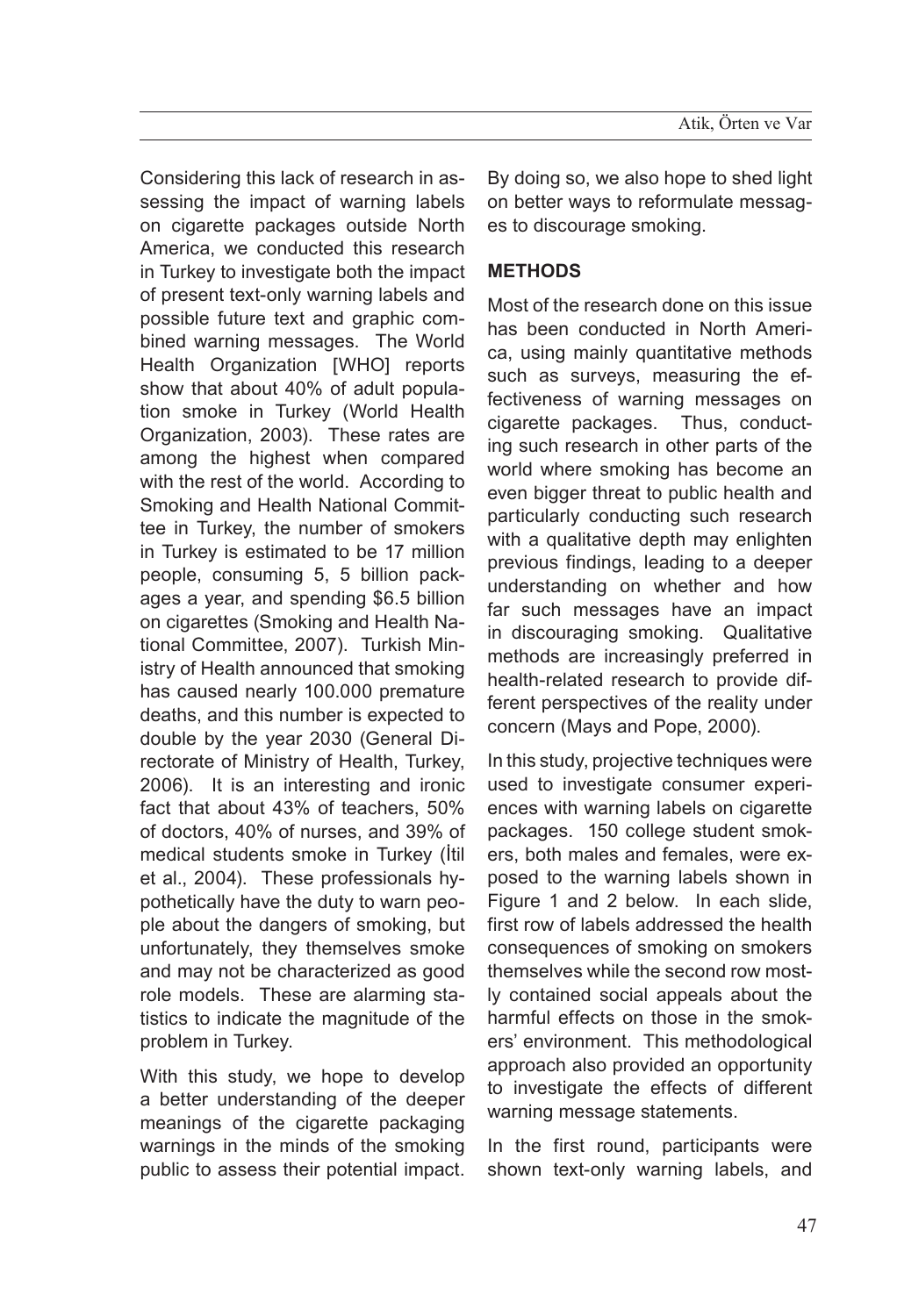Considering this lack of research in assessing the impact of warning labels on cigarette packages outside North America, we conducted this research in Turkey to investigate both the impact of present text-only warning labels and possible future text and graphic combined warning messages. The World Health Organization [WHO] reports show that about 40% of adult population smoke in Turkey (World Health Organization, 2003). These rates are among the highest when compared with the rest of the world. According to Smoking and Health National Committee in Turkey, the number of smokers in Turkey is estimated to be 17 million people, consuming 5, 5 billion packages a year, and spending $6.5 billion on cigarettes (Smoking and Health National Committee, 2007). Turkish Ministry of Health announced that smoking has caused nearly 100.000 premature deaths, and this number is expected to double by the year 2030 (General Directorate of Ministry of Health, Turkey, 2006). It is an interesting and ironic fact that about 43% of teachers, 50% of doctors, 40% of nurses, and 39% of medical students smoke in Turkey (İtil et al., 2004). These professionals hypothetically have the duty to warn people about the dangers of smoking, but unfortunately, they themselves smoke and may not be characterized as good role models. These are alarming statistics to indicate the magnitude of the problem in Turkey.

With this study, we hope to develop a better understanding of the deeper meanings of the cigarette packaging warnings in the minds of the smoking public to assess their potential impact. By doing so, we also hope to shed light on better ways to reformulate messages to discourage smoking.

## METHODS

Most of the research done on this issue has been conducted in North America, using mainly quantitative methods such as surveys, measuring the effectiveness of warning messages on cigarette packages. Thus, conducting such research in other parts of the world where smoking has become an even bigger threat to public health and particularly conducting such research with a qualitative depth may enlighten previous findings, leading to a deeper understanding on whether and how far such messages have an impact in discouraging smoking. Qualitative methods are increasingly preferred in health-related research to provide different perspectives of the reality under concern (Mays and Pope, 2000).

In this study, projective techniques were used to investigate consumer experiences with warning labels on cigarette packages. 150 college student smokers, both males and females, were exposed to the warning labels shown in Figure 1 and 2 below. In each slide, first row of labels addressed the health consequences of smoking on smokers themselves while the second row mostly contained social appeals about the harmful effects on those in the smokers' environment. This methodological approach also provided an opportunity to investigate the effects of different warning message statements.

In the first round, participants were shown text-only warning labels, and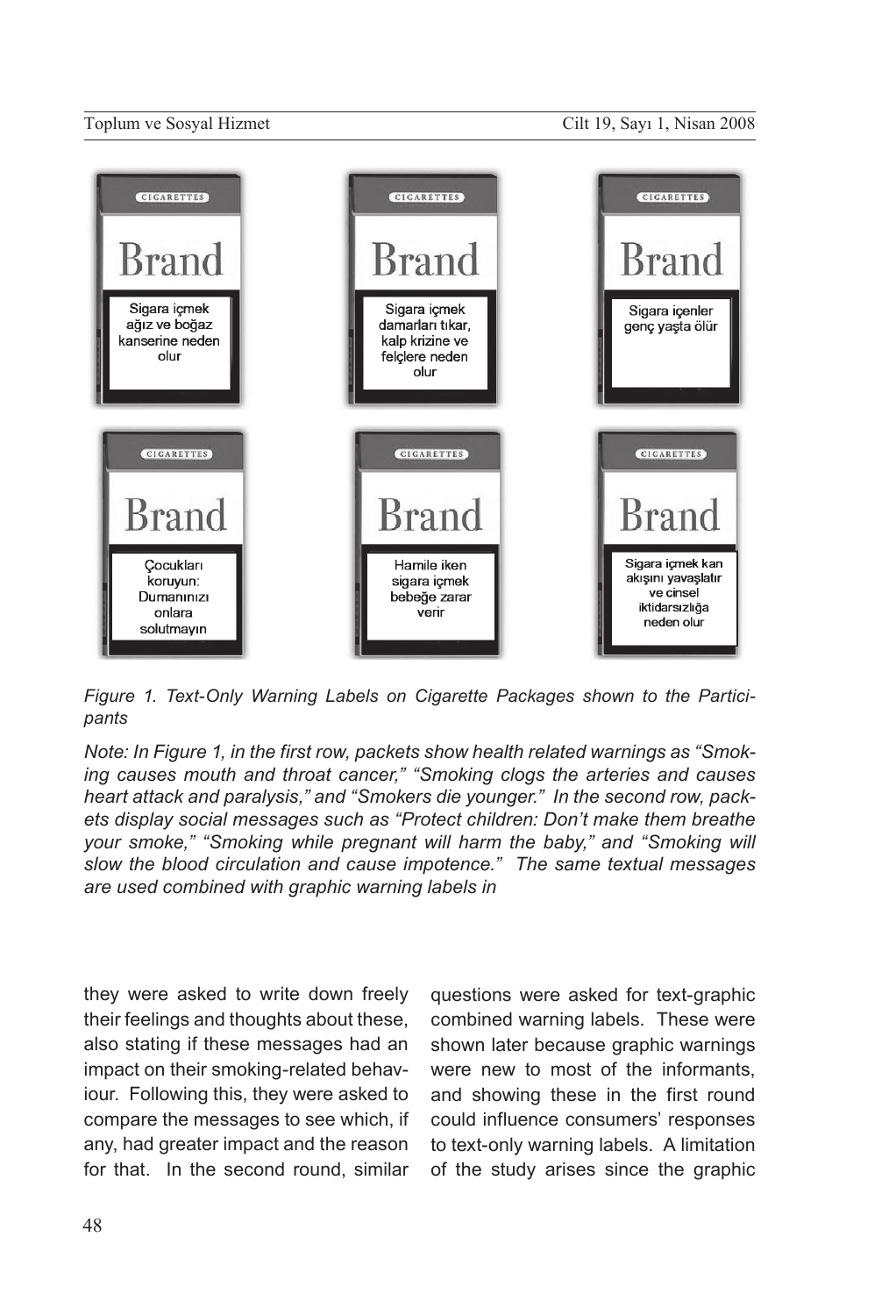Sigara içmek ağız ve boğaz kanserine neden olur

Sigara içmek damarları tıkar, kalp krizine ve felçlere neden olur

Sigara içenler genç yaşta ölür

Çocukları koruyun: Dumanınızı onlara solutmayın

Hamile iken sigara içmek bebeğe zarar verir

Sigara içmek kan akışını yavaşlatır ve cinsel iktidarsızlığa neden olur

*Figure 1. Text-Only Warning Labels on Cigarette Packages shown to the Participants*

*Note: In Figure 1, in the first row, packets show health related warnings as "Smoking causes mouth and throat cancer," "Smoking clogs the arteries and causes heart attack and paralysis," and "Smokers die younger." In the second row, packets display social messages such as "Protect children: Don't make them breathe your smoke," "Smoking while pregnant will harm the baby," and "Smoking will slow the blood circulation and cause impotence." The same textual messages are used combined with graphic warning labels in*

they were asked to write down freely their feelings and thoughts about these, also stating if these messages had an impact on their smoking-related behaviour. Following this, they were asked to compare the messages to see which, if any, had greater impact and the reason for that. In the second round, similar questions were asked for text-graphic combined warning labels. These were shown later because graphic warnings were new to most of the informants, and showing these in the first round could influence consumers' responses to text-only warning labels. A limitation of the study arises since the graphic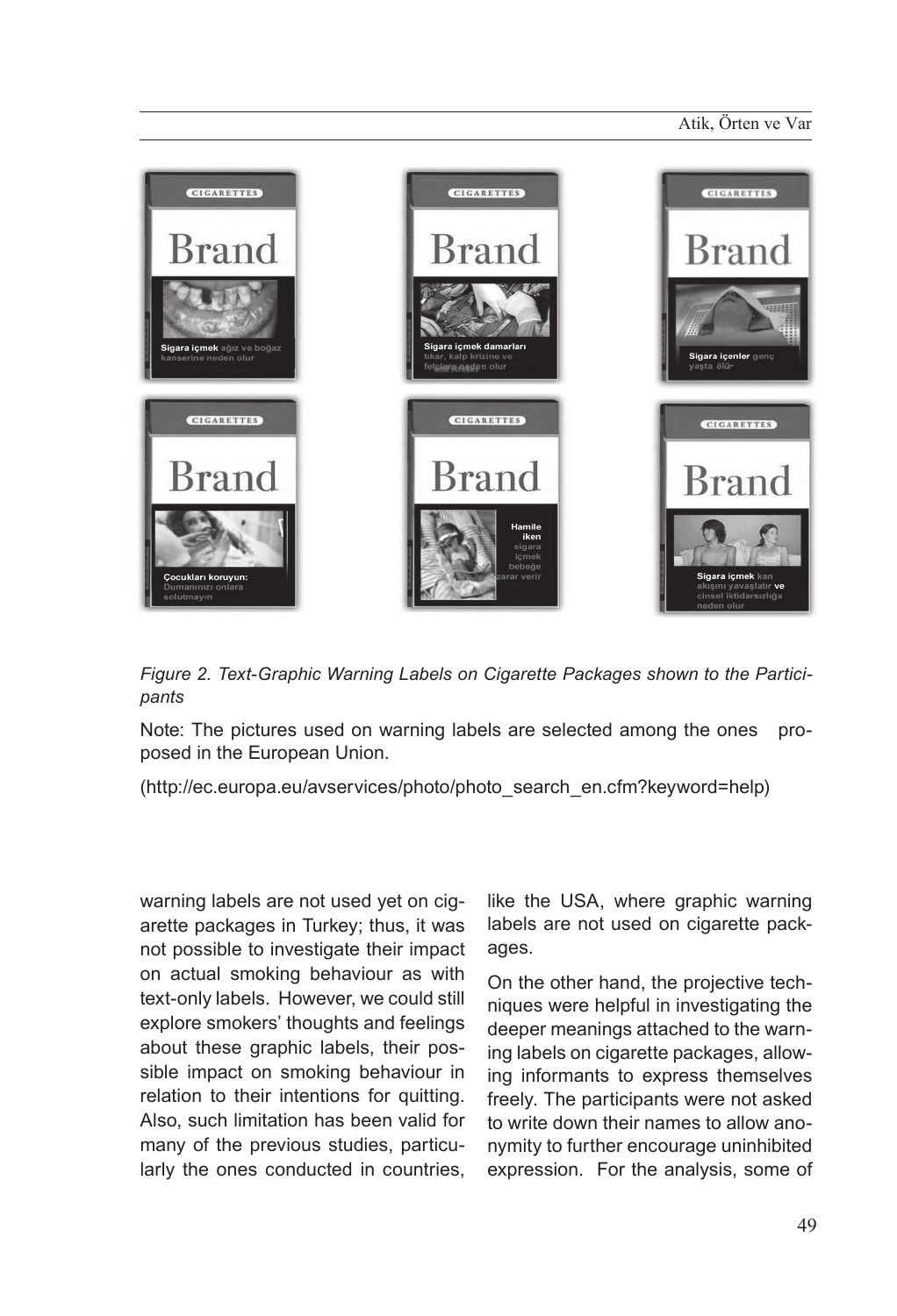*Figure 2. Text-Graphic Warning Labels on Cigarette Packages shown to the Participants*

Note: The pictures used on warning labels are selected among the ones proposed in the European Union.

(http://ec.europa.eu/avservices/photo/photo_search_en.cfm?keyword=help)

warning labels are not used yet on cigarette packages in Turkey; thus, it was not possible to investigate their impact on actual smoking behaviour as with text-only labels. However, we could still explore smokers' thoughts and feelings about these graphic labels, their possible impact on smoking behaviour in relation to their intentions for quitting. Also, such limitation has been valid for many of the previous studies, particularly the ones conducted in countries, like the USA, where graphic warning labels are not used on cigarette packages.

On the other hand, the projective techniques were helpful in investigating the deeper meanings attached to the warning labels on cigarette packages, allowing informants to express themselves freely. The participants were not asked to write down their names to allow anonymity to further encourage uninhibited expression. For the analysis, some of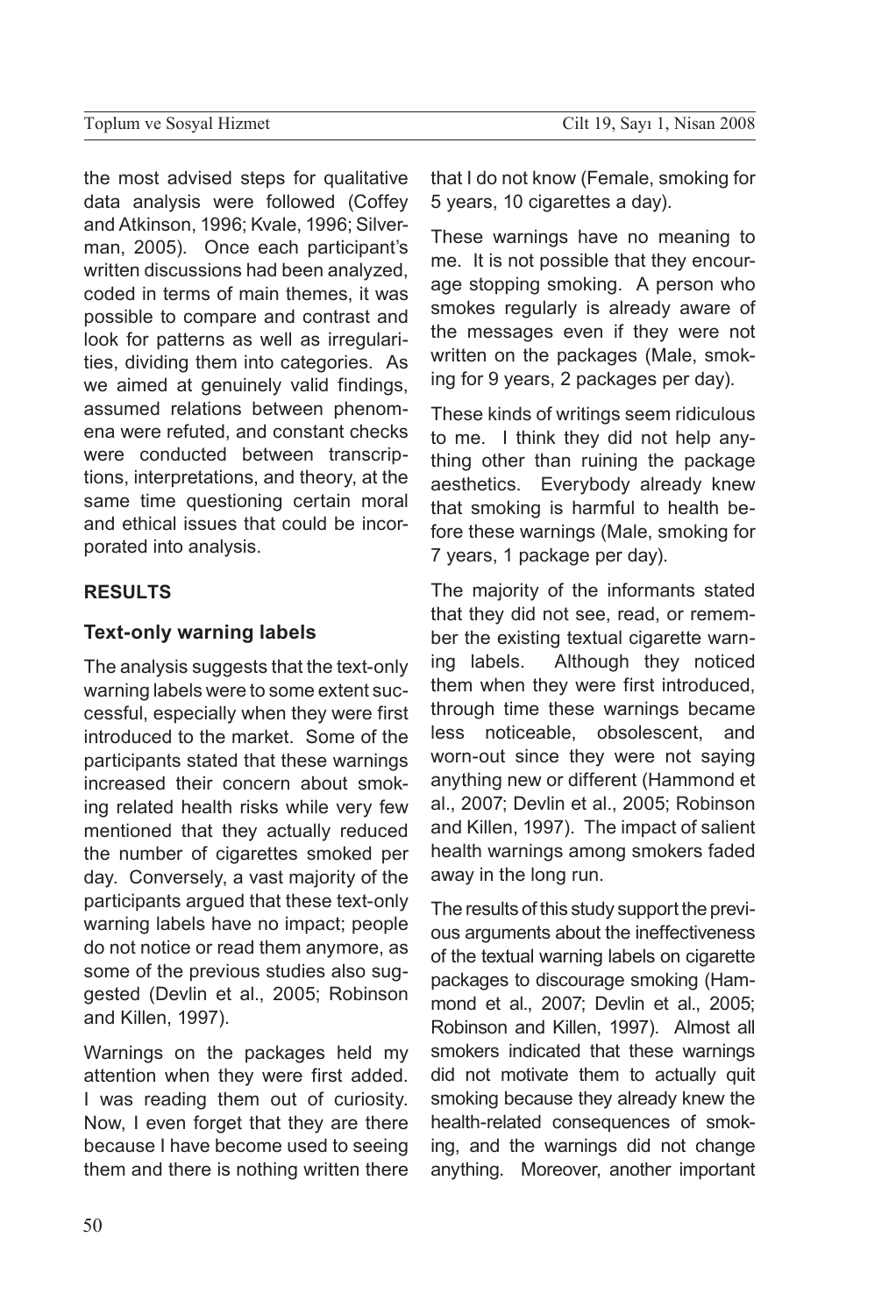the most advised steps for qualitative data analysis were followed (Coffey and Atkinson, 1996; Kvale, 1996; Silverman, 2005). Once each participant's written discussions had been analyzed, coded in terms of main themes, it was possible to compare and contrast and look for patterns as well as irregularities, dividing them into categories. As we aimed at genuinely valid findings, assumed relations between phenomena were refuted, and constant checks were conducted between transcriptions, interpretations, and theory, at the same time questioning certain moral and ethical issues that could be incorporated into analysis.

## RESULTS

### Text-only warning labels

The analysis suggests that the text-only warning labels were to some extent successful, especially when they were first introduced to the market. Some of the participants stated that these warnings increased their concern about smoking related health risks while very few mentioned that they actually reduced the number of cigarettes smoked per day. Conversely, a vast majority of the participants argued that these text-only warning labels have no impact; people do not notice or read them anymore, as some of the previous studies also suggested (Devlin et al., 2005; Robinson and Killen, 1997).

Warnings on the packages held my attention when they were first added. I was reading them out of curiosity. Now, I even forget that they are there because I have become used to seeing them and there is nothing written there that I do not know (Female, smoking for 5 years, 10 cigarettes a day).

These warnings have no meaning to me. It is not possible that they encourage stopping smoking. A person who smokes regularly is already aware of the messages even if they were not written on the packages (Male, smoking for 9 years, 2 packages per day).

These kinds of writings seem ridiculous to me. I think they did not help anything other than ruining the package aesthetics. Everybody already knew that smoking is harmful to health before these warnings (Male, smoking for 7 years, 1 package per day).

The majority of the informants stated that they did not see, read, or remember the existing textual cigarette warning labels. Although they noticed them when they were first introduced, through time these warnings became less noticeable, obsolescent, and worn-out since they were not saying anything new or different (Hammond et al., 2007; Devlin et al., 2005; Robinson and Killen, 1997). The impact of salient health warnings among smokers faded away in the long run.

The results of this study support the previous arguments about the ineffectiveness of the textual warning labels on cigarette packages to discourage smoking (Hammond et al., 2007; Devlin et al., 2005; Robinson and Killen, 1997). Almost all smokers indicated that these warnings did not motivate them to actually quit smoking because they already knew the health-related consequences of smoking, and the warnings did not change anything. Moreover, another important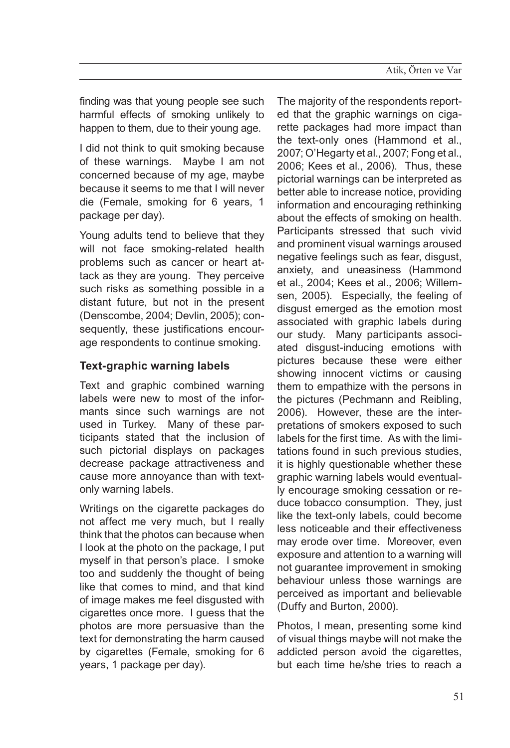finding was that young people see such harmful effects of smoking unlikely to happen to them, due to their young age.

I did not think to quit smoking because of these warnings. Maybe I am not concerned because of my age, maybe because it seems to me that I will never die (Female, smoking for 6 years, 1 package per day).

Young adults tend to believe that they will not face smoking-related health problems such as cancer or heart attack as they are young. They perceive such risks as something possible in a distant future, but not in the present (Denscombe, 2004; Devlin, 2005); consequently, these justifications encourage respondents to continue smoking.

### Text-graphic warning labels

Text and graphic combined warning labels were new to most of the informants since such warnings are not used in Turkey. Many of these participants stated that the inclusion of such pictorial displays on packages decrease package attractiveness and cause more annoyance than with text-only warning labels.

Writings on the cigarette packages do not affect me very much, but I really think that the photos can because when I look at the photo on the package, I put myself in that person's place. I smoke too and suddenly the thought of being like that comes to mind, and that kind of image makes me feel disgusted with cigarettes once more. I guess that the photos are more persuasive than the text for demonstrating the harm caused by cigarettes (Female, smoking for 6 years, 1 package per day).

The majority of the respondents reported that the graphic warnings on cigarette packages had more impact than the text-only ones (Hammond et al., 2007; O'Hegarty et al., 2007; Fong et al., 2006; Kees et al., 2006). Thus, these pictorial warnings can be interpreted as better able to increase notice, providing information and encouraging rethinking about the effects of smoking on health. Participants stressed that such vivid and prominent visual warnings aroused negative feelings such as fear, disgust, anxiety, and uneasiness (Hammond et al., 2004; Kees et al., 2006; Willemsen, 2005). Especially, the feeling of disgust emerged as the emotion most associated with graphic labels during our study. Many participants associated disgust-inducing emotions with pictures because these were either showing innocent victims or causing them to empathize with the persons in the pictures (Pechmann and Reibling, 2006). However, these are the interpretations of smokers exposed to such labels for the first time. As with the limitations found in such previous studies, it is highly questionable whether these graphic warning labels would eventually encourage smoking cessation or reduce tobacco consumption. They, just like the text-only labels, could become less noticeable and their effectiveness may erode over time. Moreover, even exposure and attention to a warning will not guarantee improvement in smoking behaviour unless those warnings are perceived as important and believable (Duffy and Burton, 2000).

Photos, I mean, presenting some kind of visual things maybe will not make the addicted person avoid the cigarettes, but each time he/she tries to reach a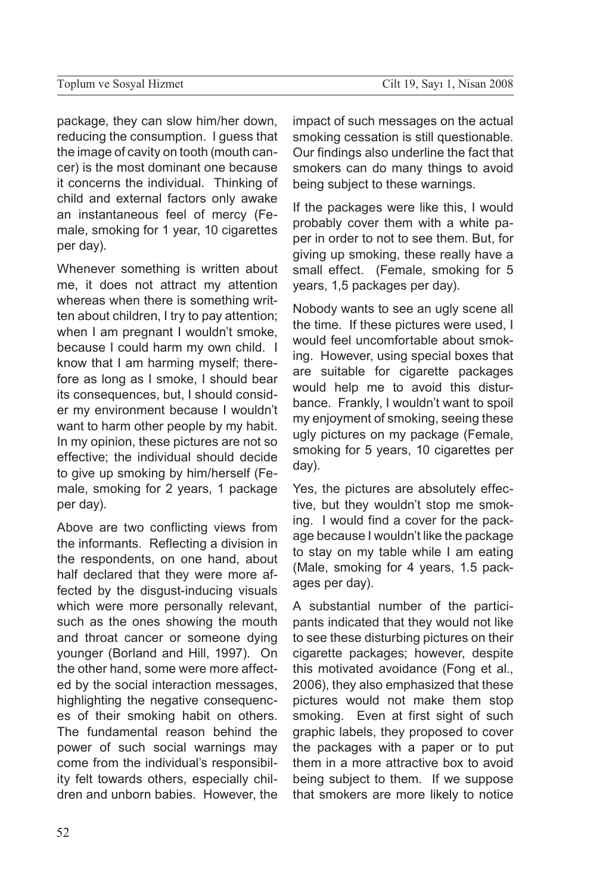package, they can slow him/her down, reducing the consumption. I guess that the image of cavity on tooth (mouth cancer) is the most dominant one because it concerns the individual. Thinking of child and external factors only awake an instantaneous feel of mercy (Female, smoking for 1 year, 10 cigarettes per day).

Whenever something is written about me, it does not attract my attention whereas when there is something written about children, I try to pay attention; when I am pregnant I wouldn't smoke, because I could harm my own child. I know that I am harming myself; therefore as long as I smoke, I should bear its consequences, but, I should consider my environment because I wouldn't want to harm other people by my habit. In my opinion, these pictures are not so effective; the individual should decide to give up smoking by him/herself (Female, smoking for 2 years, 1 package per day).

Above are two conflicting views from the informants. Reflecting a division in the respondents, on one hand, about half declared that they were more affected by the disgust-inducing visuals which were more personally relevant, such as the ones showing the mouth and throat cancer or someone dying younger (Borland and Hill, 1997). On the other hand, some were more affected by the social interaction messages, highlighting the negative consequences of their smoking habit on others. The fundamental reason behind the power of such social warnings may come from the individual's responsibility felt towards others, especially children and unborn babies. However, the impact of such messages on the actual smoking cessation is still questionable. Our findings also underline the fact that smokers can do many things to avoid being subject to these warnings.

If the packages were like this, I would probably cover them with a white paper in order to not to see them. But, for giving up smoking, these really have a small effect. (Female, smoking for 5 years, 1,5 packages per day).

Nobody wants to see an ugly scene all the time. If these pictures were used, I would feel uncomfortable about smoking. However, using special boxes that are suitable for cigarette packages would help me to avoid this disturbance. Frankly, I wouldn't want to spoil my enjoyment of smoking, seeing these ugly pictures on my package (Female, smoking for 5 years, 10 cigarettes per day).

Yes, the pictures are absolutely effective, but they wouldn't stop me smoking. I would find a cover for the package because I wouldn't like the package to stay on my table while I am eating (Male, smoking for 4 years, 1.5 packages per day).

A substantial number of the participants indicated that they would not like to see these disturbing pictures on their cigarette packages; however, despite this motivated avoidance (Fong et al., 2006), they also emphasized that these pictures would not make them stop smoking. Even at first sight of such graphic labels, they proposed to cover the packages with a paper or to put them in a more attractive box to avoid being subject to them. If we suppose that smokers are more likely to notice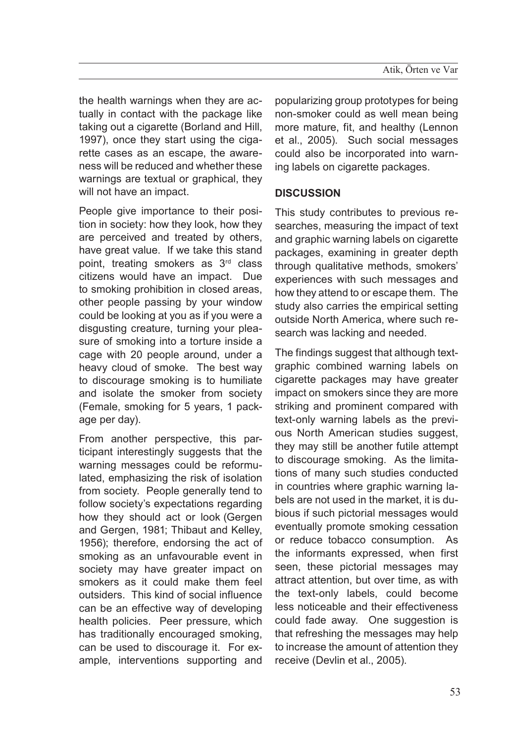the health warnings when they are actually in contact with the package like taking out a cigarette (Borland and Hill, 1997), once they start using the cigarette cases as an escape, the awareness will be reduced and whether these warnings are textual or graphical, they will not have an impact.

People give importance to their position in society: how they look, how they are perceived and treated by others, have great value. If we take this stand point, treating smokers as 3rd class citizens would have an impact. Due to smoking prohibition in closed areas, other people passing by your window could be looking at you as if you were a disgusting creature, turning your pleasure of smoking into a torture inside a cage with 20 people around, under a heavy cloud of smoke. The best way to discourage smoking is to humiliate and isolate the smoker from society (Female, smoking for 5 years, 1 package per day).

From another perspective, this participant interestingly suggests that the warning messages could be reformulated, emphasizing the risk of isolation from society. People generally tend to follow society's expectations regarding how they should act or look (Gergen and Gergen, 1981; Thibaut and Kelley, 1956); therefore, endorsing the act of smoking as an unfavourable event in society may have greater impact on smokers as it could make them feel outsiders. This kind of social influence can be an effective way of developing health policies. Peer pressure, which has traditionally encouraged smoking, can be used to discourage it. For example, interventions supporting and popularizing group prototypes for being non-smoker could as well mean being more mature, fit, and healthy (Lennon et al., 2005). Such social messages could also be incorporated into warning labels on cigarette packages.

## DISCUSSION

This study contributes to previous researches, measuring the impact of text and graphic warning labels on cigarette packages, examining in greater depth through qualitative methods, smokers' experiences with such messages and how they attend to or escape them. The study also carries the empirical setting outside North America, where such research was lacking and needed.

The findings suggest that although text-graphic combined warning labels on cigarette packages may have greater impact on smokers since they are more striking and prominent compared with text-only warning labels as the previous North American studies suggest, they may still be another futile attempt to discourage smoking. As the limitations of many such studies conducted in countries where graphic warning labels are not used in the market, it is dubious if such pictorial messages would eventually promote smoking cessation or reduce tobacco consumption. As the informants expressed, when first seen, these pictorial messages may attract attention, but over time, as with the text-only labels, could become less noticeable and their effectiveness could fade away. One suggestion is that refreshing the messages may help to increase the amount of attention they receive (Devlin et al., 2005).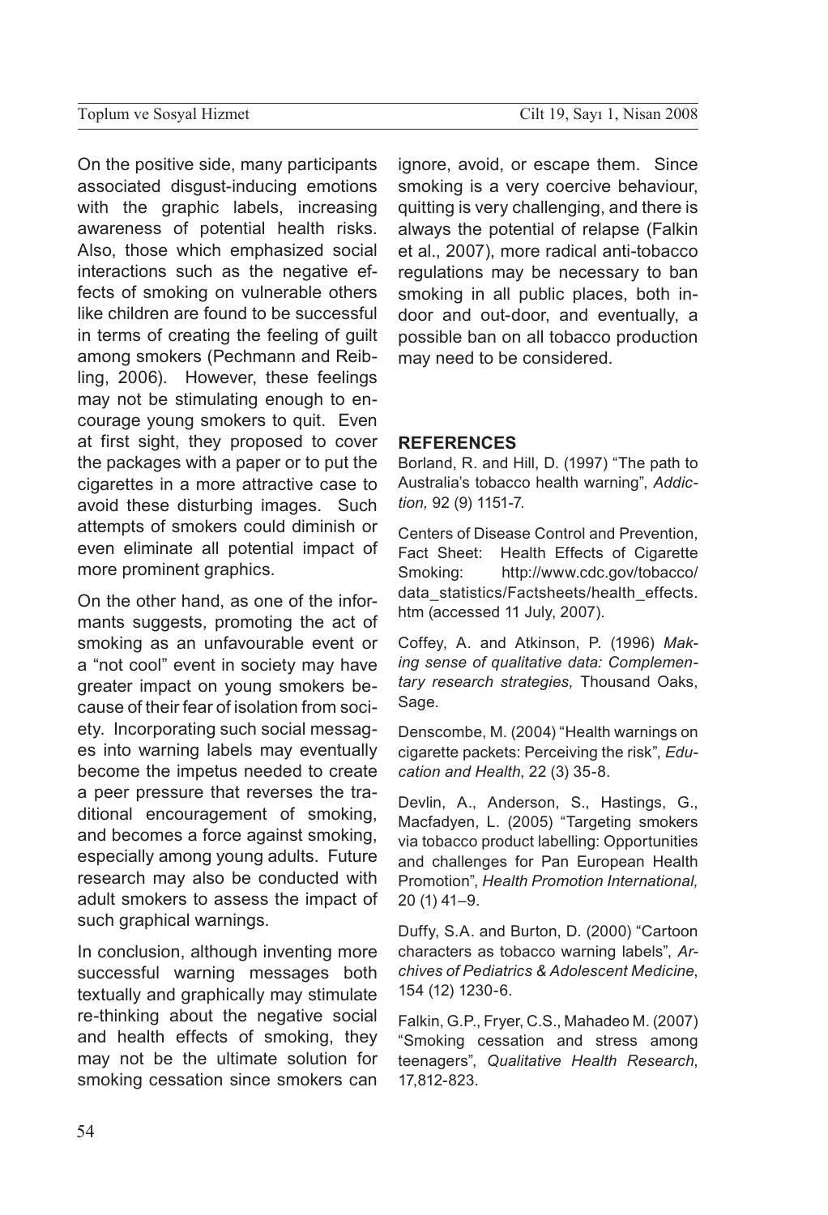On the positive side, many participants associated disgust-inducing emotions with the graphic labels, increasing awareness of potential health risks. Also, those which emphasized social interactions such as the negative effects of smoking on vulnerable others like children are found to be successful in terms of creating the feeling of guilt among smokers (Pechmann and Reibling, 2006). However, these feelings may not be stimulating enough to encourage young smokers to quit. Even at first sight, they proposed to cover the packages with a paper or to put the cigarettes in a more attractive case to avoid these disturbing images. Such attempts of smokers could diminish or even eliminate all potential impact of more prominent graphics.

On the other hand, as one of the informants suggests, promoting the act of smoking as an unfavourable event or a "not cool" event in society may have greater impact on young smokers because of their fear of isolation from society. Incorporating such social messages into warning labels may eventually become the impetus needed to create a peer pressure that reverses the traditional encouragement of smoking, and becomes a force against smoking, especially among young adults. Future research may also be conducted with adult smokers to assess the impact of such graphical warnings.

In conclusion, although inventing more successful warning messages both textually and graphically may stimulate re-thinking about the negative social and health effects of smoking, they may not be the ultimate solution for smoking cessation since smokers can ignore, avoid, or escape them. Since smoking is a very coercive behaviour, quitting is very challenging, and there is always the potential of relapse (Falkin et al., 2007), more radical anti-tobacco regulations may be necessary to ban smoking in all public places, both in-door and out-door, and eventually, a possible ban on all tobacco production may need to be considered.

## REFERENCES

Borland, R. and Hill, D. (1997) "The path to Australia's tobacco health warning", *Addiction,* 92 (9) 1151-7.

Centers of Disease Control and Prevention, Fact Sheet: Health Effects of Cigarette Smoking: http://www.cdc.gov/tobacco/data_statistics/Factsheets/health_effects.htm (accessed 11 July, 2007).

Coffey, A. and Atkinson, P. (1996) *Making sense of qualitative data: Complementary research strategies,* Thousand Oaks, Sage.

Denscombe, M. (2004) "Health warnings on cigarette packets: Perceiving the risk", *Education and Health*, 22 (3) 35-8.

Devlin, A., Anderson, S., Hastings, G., Macfadyen, L. (2005) "Targeting smokers via tobacco product labelling: Opportunities and challenges for Pan European Health Promotion", *Health Promotion International,* 20 (1) 41–9.

Duffy, S.A. and Burton, D. (2000) "Cartoon characters as tobacco warning labels", *Archives of Pediatrics & Adolescent Medicine*, 154 (12) 1230-6.

Falkin, G.P., Fryer, C.S., Mahadeo M. (2007) "Smoking cessation and stress among teenagers", *Qualitative Health Research*, 17,812-823.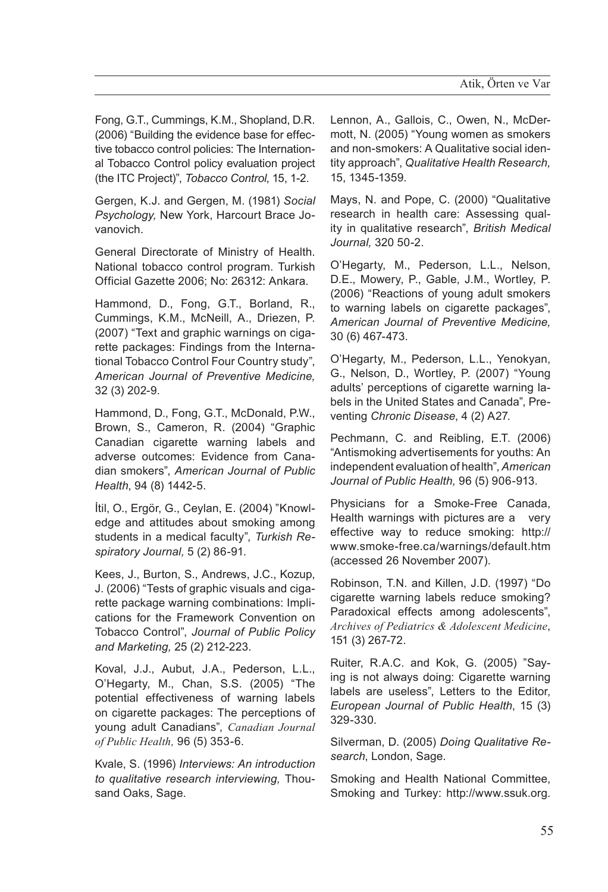Fong, G.T., Cummings, K.M., Shopland, D.R. (2006) "Building the evidence base for effective tobacco control policies: The International Tobacco Control policy evaluation project (the ITC Project)", *Tobacco Control*, 15, 1-2.

Gergen, K.J. and Gergen, M. (1981) *Social Psychology,* New York, Harcourt Brace Jovanovich.

General Directorate of Ministry of Health. National tobacco control program. Turkish Official Gazette 2006; No: 26312: Ankara.

Hammond, D., Fong, G.T., Borland, R., Cummings, K.M., McNeill, A., Driezen, P. (2007) "Text and graphic warnings on cigarette packages: Findings from the International Tobacco Control Four Country study", *American Journal of Preventive Medicine,* 32 (3) 202-9.

Hammond, D., Fong, G.T., McDonald, P.W., Brown, S., Cameron, R. (2004) "Graphic Canadian cigarette warning labels and adverse outcomes: Evidence from Canadian smokers", *American Journal of Public Health*, 94 (8) 1442-5.

İtil, O., Ergör, G., Ceylan, E. (2004) "Knowledge and attitudes about smoking among students in a medical faculty", *Turkish Respiratory Journal,* 5 (2) 86-91.

Kees, J., Burton, S., Andrews, J.C., Kozup, J. (2006) "Tests of graphic visuals and cigarette package warning combinations: Implications for the Framework Convention on Tobacco Control", *Journal of Public Policy and Marketing,* 25 (2) 212-223.

Koval, J.J., Aubut, J.A., Pederson, L.L., O'Hegarty, M., Chan, S.S. (2005) "The potential effectiveness of warning labels on cigarette packages: The perceptions of young adult Canadians", *Canadian Journal of Public Health,* 96 (5) 353-6.

Kvale, S. (1996) *Interviews: An introduction to qualitative research interviewing,* Thousand Oaks, Sage.

Lennon, A., Gallois, C., Owen, N., McDermott, N. (2005) "Young women as smokers and non-smokers: A Qualitative social identity approach", *Qualitative Health Research,* 15, 1345-1359.

Mays, N. and Pope, C. (2000) "Qualitative research in health care: Assessing quality in qualitative research", *British Medical Journal,* 320 50-2.

O'Hegarty, M., Pederson, L.L., Nelson, D.E., Mowery, P., Gable, J.M., Wortley, P. (2006) "Reactions of young adult smokers to warning labels on cigarette packages", *American Journal of Preventive Medicine,* 30 (6) 467-473.

O'Hegarty, M., Pederson, L.L., Yenokyan, G., Nelson, D., Wortley, P. (2007) "Young adults' perceptions of cigarette warning labels in the United States and Canada", Preventing *Chronic Disease*, 4 (2) A27.

Pechmann, C. and Reibling, E.T. (2006) "Antismoking advertisements for youths: An independent evaluation of health", *American Journal of Public Health,* 96 (5) 906-913.

Physicians for a Smoke-Free Canada, Health warnings with pictures are a very effective way to reduce smoking: http://www.smoke-free.ca/warnings/default.htm (accessed 26 November 2007).

Robinson, T.N. and Killen, J.D. (1997) "Do cigarette warning labels reduce smoking? Paradoxical effects among adolescents", *Archives of Pediatrics & Adolescent Medicine*, 151 (3) 267-72.

Ruiter, R.A.C. and Kok, G. (2005) "Saying is not always doing: Cigarette warning labels are useless", Letters to the Editor, *European Journal of Public Health*, 15 (3) 329-330.

Silverman, D. (2005) *Doing Qualitative Research*, London, Sage.

Smoking and Health National Committee, Smoking and Turkey: http://www.ssuk.org.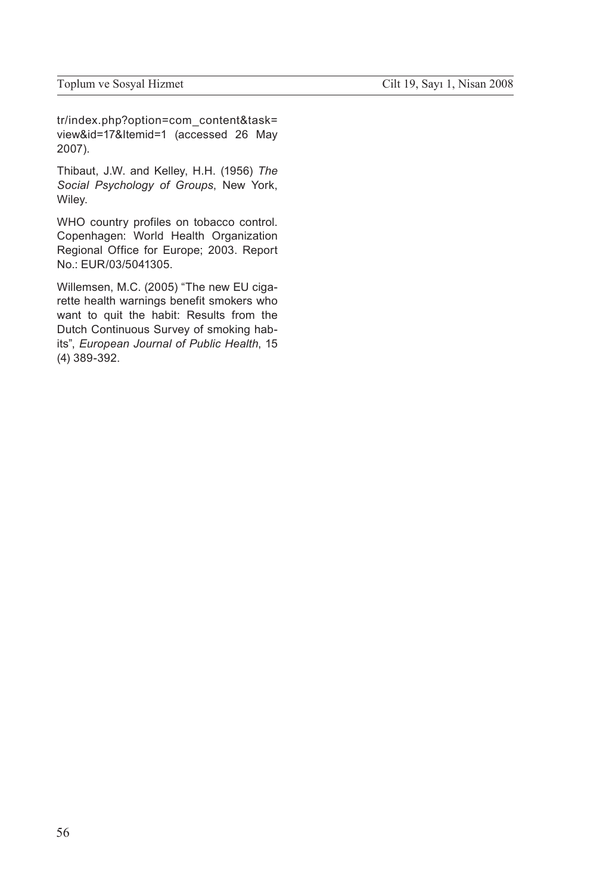tr/index.php?option=com_content&task=view&id=17&Itemid=1 (accessed 26 May 2007).

Thibaut, J.W. and Kelley, H.H. (1956) *The Social Psychology of Groups*, New York, Wiley.

WHO country profiles on tobacco control. Copenhagen: World Health Organization Regional Office for Europe; 2003. Report No.: EUR/03/5041305.

Willemsen, M.C. (2005) "The new EU cigarette health warnings benefit smokers who want to quit the habit: Results from the Dutch Continuous Survey of smoking habits", *European Journal of Public Health*, 15 (4) 389-392.